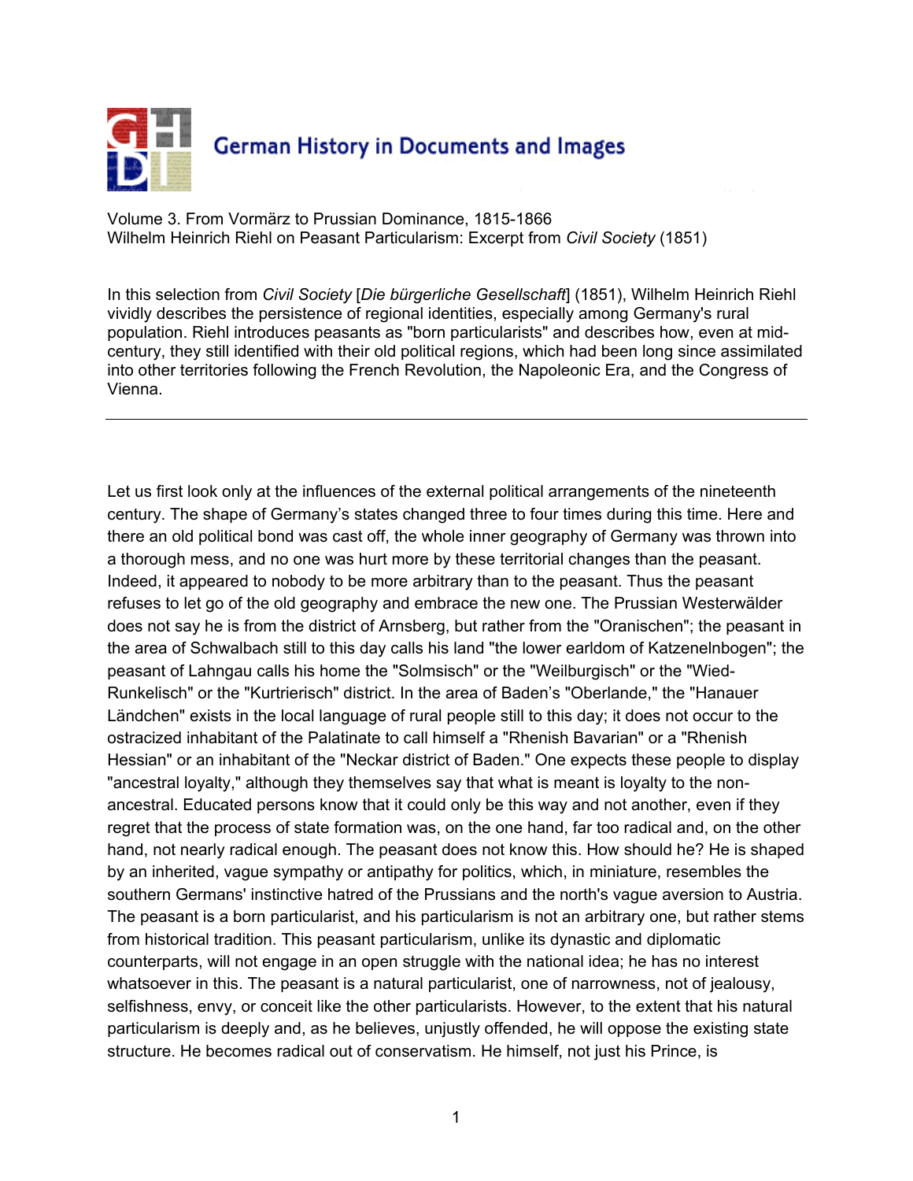Volume 3. From Vormärz to Prussian Dominance, 1815-1866
Wilhelm Heinrich Riehl on Peasant Particularism: Excerpt from *Civil Society* (1851)

In this selection from *Civil Society* [*Die bürgerliche Gesellschaft*] (1851), Wilhelm Heinrich Riehl vividly describes the persistence of regional identities, especially among Germany's rural population. Riehl introduces peasants as "born particularists" and describes how, even at mid-century, they still identified with their old political regions, which had been long since assimilated into other territories following the French Revolution, the Napoleonic Era, and the Congress of Vienna.

---

Let us first look only at the influences of the external political arrangements of the nineteenth century. The shape of Germany's states changed three to four times during this time. Here and there an old political bond was cast off, the whole inner geography of Germany was thrown into a thorough mess, and no one was hurt more by these territorial changes than the peasant. Indeed, it appeared to nobody to be more arbitrary than to the peasant. Thus the peasant refuses to let go of the old geography and embrace the new one. The Prussian Westerwälder does not say he is from the district of Arnsberg, but rather from the "Oranischen"; the peasant in the area of Schwalbach still to this day calls his land "the lower earldom of Katzenelnbogen"; the peasant of Lahngau calls his home the "Solmsisch" or the "Weilburgisch" or the "Wied-Runkelisch" or the "Kurtrierisch" district. In the area of Baden's "Oberlande," the "Hanauer Ländchen" exists in the local language of rural people still to this day; it does not occur to the ostracized inhabitant of the Palatinate to call himself a "Rhenish Bavarian" or a "Rhenish Hessian" or an inhabitant of the "Neckar district of Baden." One expects these people to display "ancestral loyalty," although they themselves say that what is meant is loyalty to the non-ancestral. Educated persons know that it could only be this way and not another, even if they regret that the process of state formation was, on the one hand, far too radical and, on the other hand, not nearly radical enough. The peasant does not know this. How should he? He is shaped by an inherited, vague sympathy or antipathy for politics, which, in miniature, resembles the southern Germans' instinctive hatred of the Prussians and the north's vague aversion to Austria. The peasant is a born particularist, and his particularism is not an arbitrary one, but rather stems from historical tradition. This peasant particularism, unlike its dynastic and diplomatic counterparts, will not engage in an open struggle with the national idea; he has no interest whatsoever in this. The peasant is a natural particularist, one of narrowness, not of jealousy, selfishness, envy, or conceit like the other particularists. However, to the extent that his natural particularism is deeply and, as he believes, unjustly offended, he will oppose the existing state structure. He becomes radical out of conservatism. He himself, not just his Prince, is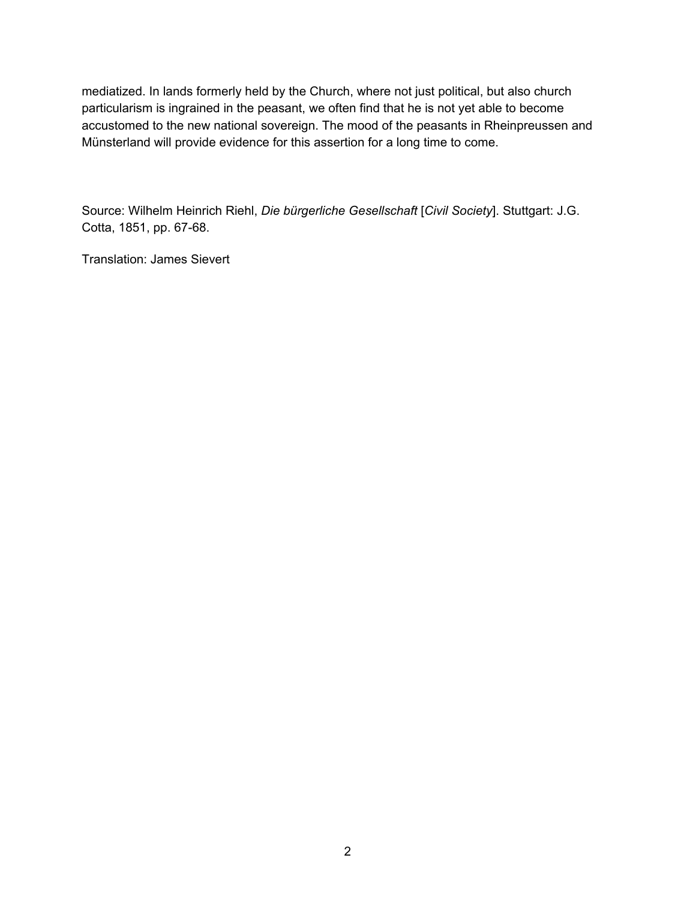mediatized. In lands formerly held by the Church, where not just political, but also church particularism is ingrained in the peasant, we often find that he is not yet able to become accustomed to the new national sovereign. The mood of the peasants in Rheinpreussen and Münsterland will provide evidence for this assertion for a long time to come.

Source: Wilhelm Heinrich Riehl, *Die bürgerliche Gesellschaft* [*Civil Society*]. Stuttgart: J.G. Cotta, 1851, pp. 67-68.

Translation: James Sievert